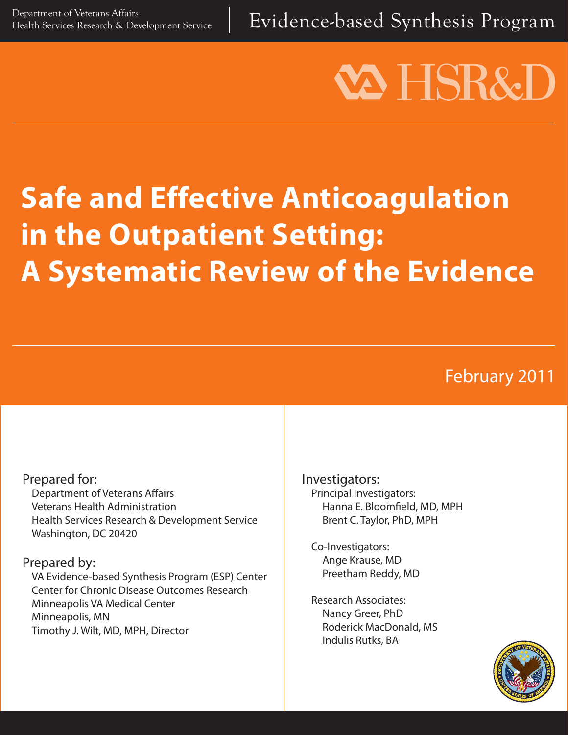Department of Veterans Affairs
Health Services Research & Development Service

Evidence-based Synthesis Program

HSR&D

# Safe and Effective Anticoagulation in the Outpatient Setting: A Systematic Review of the Evidence

February 2011

Prepared for:
Department of Veterans Affairs
Veterans Health Administration
Health Services Research & Development Service
Washington, DC 20420

Prepared by:
VA Evidence-based Synthesis Program (ESP) Center
Center for Chronic Disease Outcomes Research
Minneapolis VA Medical Center
Minneapolis, MN
Timothy J. Wilt, MD, MPH, Director

Investigators:

Principal Investigators:
Hanna E. Bloomfield, MD, MPH
Brent C. Taylor, PhD, MPH

Co-Investigators:
Ange Krause, MD
Preetham Reddy, MD

Research Associates:
Nancy Greer, PhD
Roderick MacDonald, MS
Indulis Rutks, BA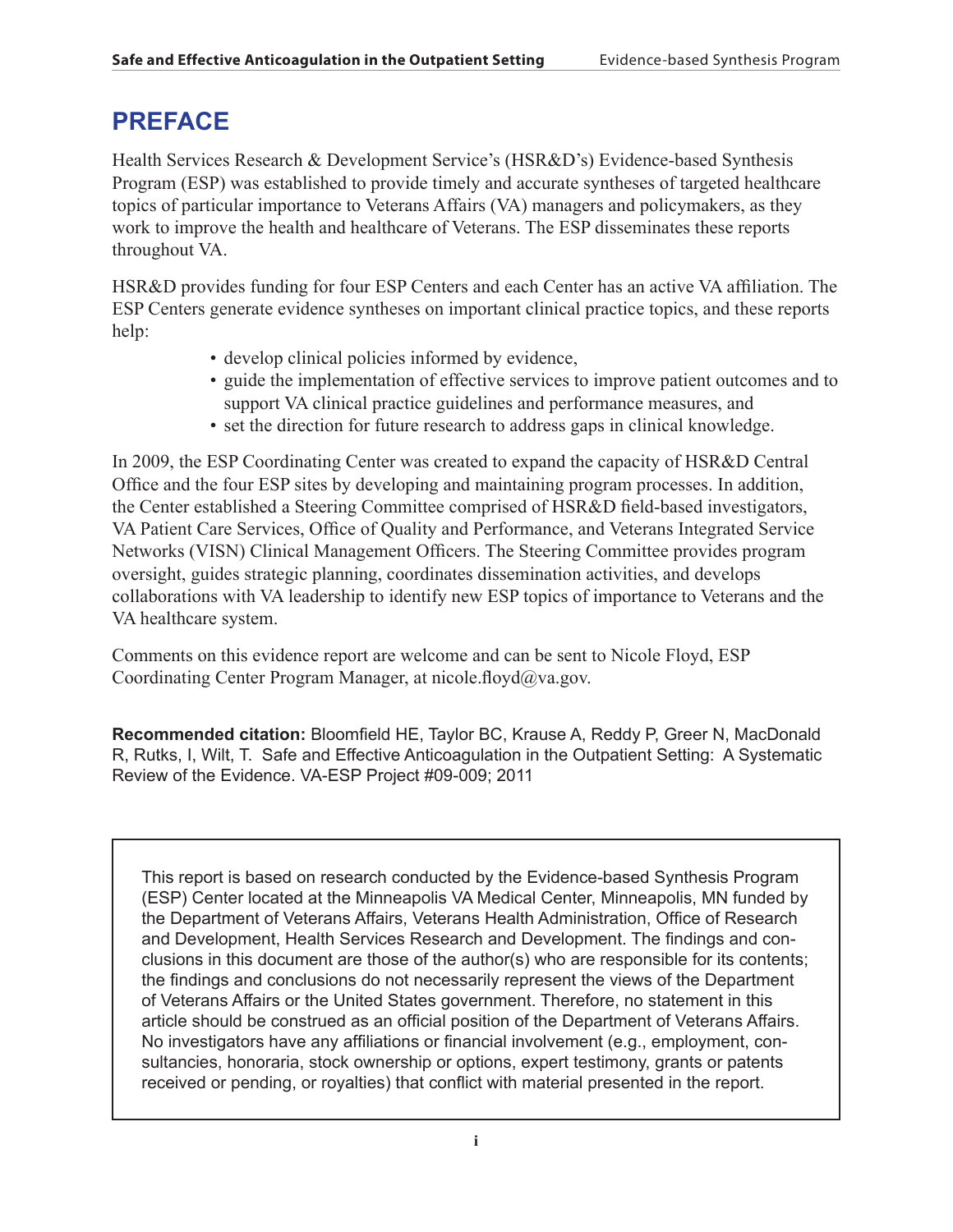# PREFACE

Health Services Research & Development Service's (HSR&D's) Evidence-based Synthesis Program (ESP) was established to provide timely and accurate syntheses of targeted healthcare topics of particular importance to Veterans Affairs (VA) managers and policymakers, as they work to improve the health and healthcare of Veterans. The ESP disseminates these reports throughout VA.

HSR&D provides funding for four ESP Centers and each Center has an active VA affiliation. The ESP Centers generate evidence syntheses on important clinical practice topics, and these reports help:

- develop clinical policies informed by evidence,
- guide the implementation of effective services to improve patient outcomes and to support VA clinical practice guidelines and performance measures, and
- set the direction for future research to address gaps in clinical knowledge.

In 2009, the ESP Coordinating Center was created to expand the capacity of HSR&D Central Office and the four ESP sites by developing and maintaining program processes. In addition, the Center established a Steering Committee comprised of HSR&D field-based investigators, VA Patient Care Services, Office of Quality and Performance, and Veterans Integrated Service Networks (VISN) Clinical Management Officers. The Steering Committee provides program oversight, guides strategic planning, coordinates dissemination activities, and develops collaborations with VA leadership to identify new ESP topics of importance to Veterans and the VA healthcare system.

Comments on this evidence report are welcome and can be sent to Nicole Floyd, ESP Coordinating Center Program Manager, at nicole.floyd@va.gov.

**Recommended citation:** Bloomfield HE, Taylor BC, Krause A, Reddy P, Greer N, MacDonald R, Rutks, I, Wilt, T. Safe and Effective Anticoagulation in the Outpatient Setting: A Systematic Review of the Evidence. VA-ESP Project #09-009; 2011

This report is based on research conducted by the Evidence-based Synthesis Program (ESP) Center located at the Minneapolis VA Medical Center, Minneapolis, MN funded by the Department of Veterans Affairs, Veterans Health Administration, Office of Research and Development, Health Services Research and Development. The findings and conclusions in this document are those of the author(s) who are responsible for its contents; the findings and conclusions do not necessarily represent the views of the Department of Veterans Affairs or the United States government. Therefore, no statement in this article should be construed as an official position of the Department of Veterans Affairs. No investigators have any affiliations or financial involvement (e.g., employment, consultancies, honoraria, stock ownership or options, expert testimony, grants or patents received or pending, or royalties) that conflict with material presented in the report.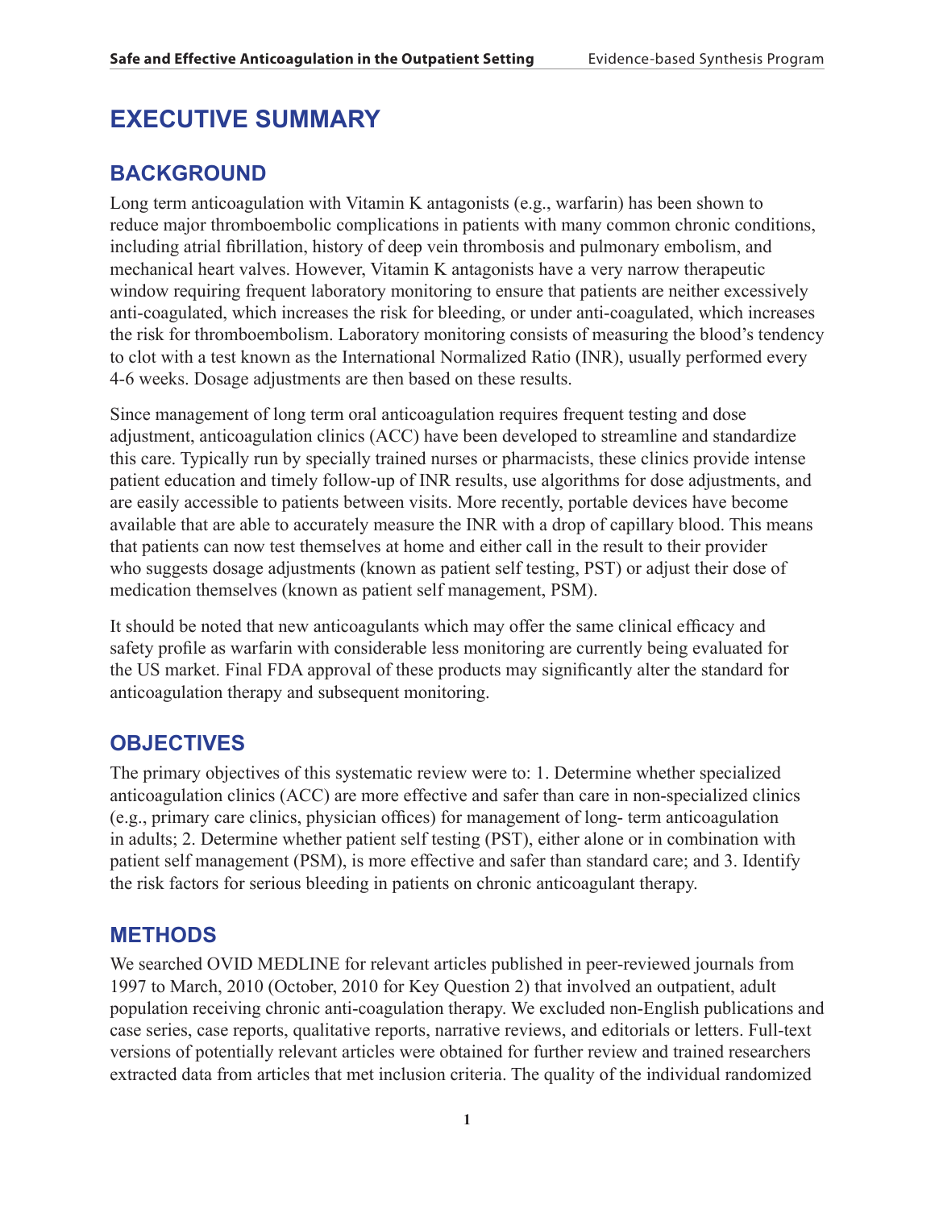# EXECUTIVE SUMMARY

## BACKGROUND

Long term anticoagulation with Vitamin K antagonists (e.g., warfarin) has been shown to reduce major thromboembolic complications in patients with many common chronic conditions, including atrial fibrillation, history of deep vein thrombosis and pulmonary embolism, and mechanical heart valves. However, Vitamin K antagonists have a very narrow therapeutic window requiring frequent laboratory monitoring to ensure that patients are neither excessively anti-coagulated, which increases the risk for bleeding, or under anti-coagulated, which increases the risk for thromboembolism. Laboratory monitoring consists of measuring the blood's tendency to clot with a test known as the International Normalized Ratio (INR), usually performed every 4-6 weeks. Dosage adjustments are then based on these results.

Since management of long term oral anticoagulation requires frequent testing and dose adjustment, anticoagulation clinics (ACC) have been developed to streamline and standardize this care. Typically run by specially trained nurses or pharmacists, these clinics provide intense patient education and timely follow-up of INR results, use algorithms for dose adjustments, and are easily accessible to patients between visits. More recently, portable devices have become available that are able to accurately measure the INR with a drop of capillary blood. This means that patients can now test themselves at home and either call in the result to their provider who suggests dosage adjustments (known as patient self testing, PST) or adjust their dose of medication themselves (known as patient self management, PSM).

It should be noted that new anticoagulants which may offer the same clinical efficacy and safety profile as warfarin with considerable less monitoring are currently being evaluated for the US market. Final FDA approval of these products may significantly alter the standard for anticoagulation therapy and subsequent monitoring.

## OBJECTIVES

The primary objectives of this systematic review were to: 1. Determine whether specialized anticoagulation clinics (ACC) are more effective and safer than care in non-specialized clinics (e.g., primary care clinics, physician offices) for management of long- term anticoagulation in adults; 2. Determine whether patient self testing (PST), either alone or in combination with patient self management (PSM), is more effective and safer than standard care; and 3. Identify the risk factors for serious bleeding in patients on chronic anticoagulant therapy.

## METHODS

We searched OVID MEDLINE for relevant articles published in peer-reviewed journals from 1997 to March, 2010 (October, 2010 for Key Question 2) that involved an outpatient, adult population receiving chronic anti-coagulation therapy. We excluded non-English publications and case series, case reports, qualitative reports, narrative reviews, and editorials or letters. Full-text versions of potentially relevant articles were obtained for further review and trained researchers extracted data from articles that met inclusion criteria. The quality of the individual randomized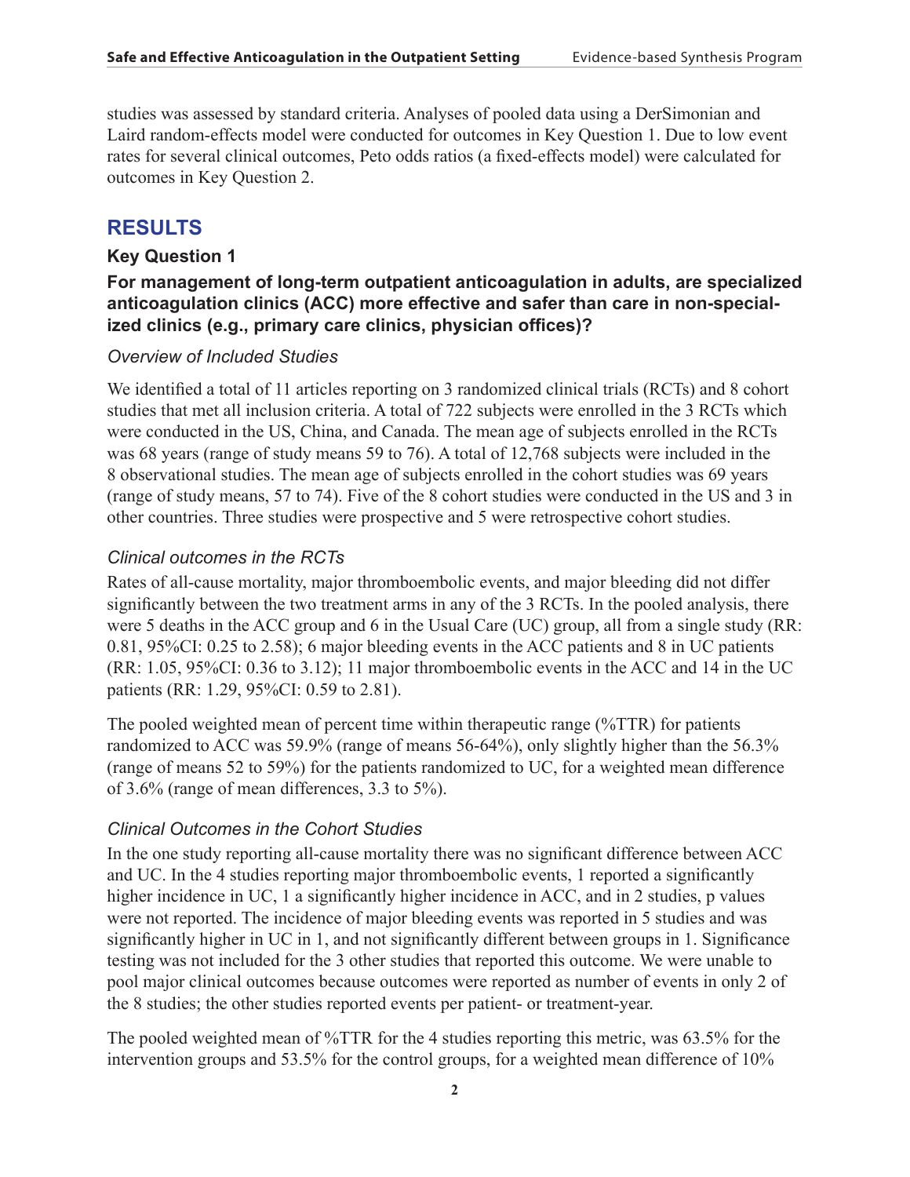studies was assessed by standard criteria. Analyses of pooled data using a DerSimonian and Laird random-effects model were conducted for outcomes in Key Question 1. Due to low event rates for several clinical outcomes, Peto odds ratios (a fixed-effects model) were calculated for outcomes in Key Question 2.

## RESULTS

### Key Question 1

**For management of long-term outpatient anticoagulation in adults, are specialized anticoagulation clinics (ACC) more effective and safer than care in non-specialized clinics (e.g., primary care clinics, physician offices)?**

*Overview of Included Studies*

We identified a total of 11 articles reporting on 3 randomized clinical trials (RCTs) and 8 cohort studies that met all inclusion criteria. A total of 722 subjects were enrolled in the 3 RCTs which were conducted in the US, China, and Canada. The mean age of subjects enrolled in the RCTs was 68 years (range of study means 59 to 76). A total of 12,768 subjects were included in the 8 observational studies. The mean age of subjects enrolled in the cohort studies was 69 years (range of study means, 57 to 74). Five of the 8 cohort studies were conducted in the US and 3 in other countries. Three studies were prospective and 5 were retrospective cohort studies.

*Clinical outcomes in the RCTs*

Rates of all-cause mortality, major thromboembolic events, and major bleeding did not differ significantly between the two treatment arms in any of the 3 RCTs. In the pooled analysis, there were 5 deaths in the ACC group and 6 in the Usual Care (UC) group, all from a single study (RR: 0.81, 95%CI: 0.25 to 2.58); 6 major bleeding events in the ACC patients and 8 in UC patients (RR: 1.05, 95%CI: 0.36 to 3.12); 11 major thromboembolic events in the ACC and 14 in the UC patients (RR: 1.29, 95%CI: 0.59 to 2.81).

The pooled weighted mean of percent time within therapeutic range (%TTR) for patients randomized to ACC was 59.9% (range of means 56-64%), only slightly higher than the 56.3% (range of means 52 to 59%) for the patients randomized to UC, for a weighted mean difference of 3.6% (range of mean differences, 3.3 to 5%).

*Clinical Outcomes in the Cohort Studies*

In the one study reporting all-cause mortality there was no significant difference between ACC and UC. In the 4 studies reporting major thromboembolic events, 1 reported a significantly higher incidence in UC, 1 a significantly higher incidence in ACC, and in 2 studies, p values were not reported. The incidence of major bleeding events was reported in 5 studies and was significantly higher in UC in 1, and not significantly different between groups in 1. Significance testing was not included for the 3 other studies that reported this outcome. We were unable to pool major clinical outcomes because outcomes were reported as number of events in only 2 of the 8 studies; the other studies reported events per patient- or treatment-year.

The pooled weighted mean of %TTR for the 4 studies reporting this metric, was 63.5% for the intervention groups and 53.5% for the control groups, for a weighted mean difference of 10%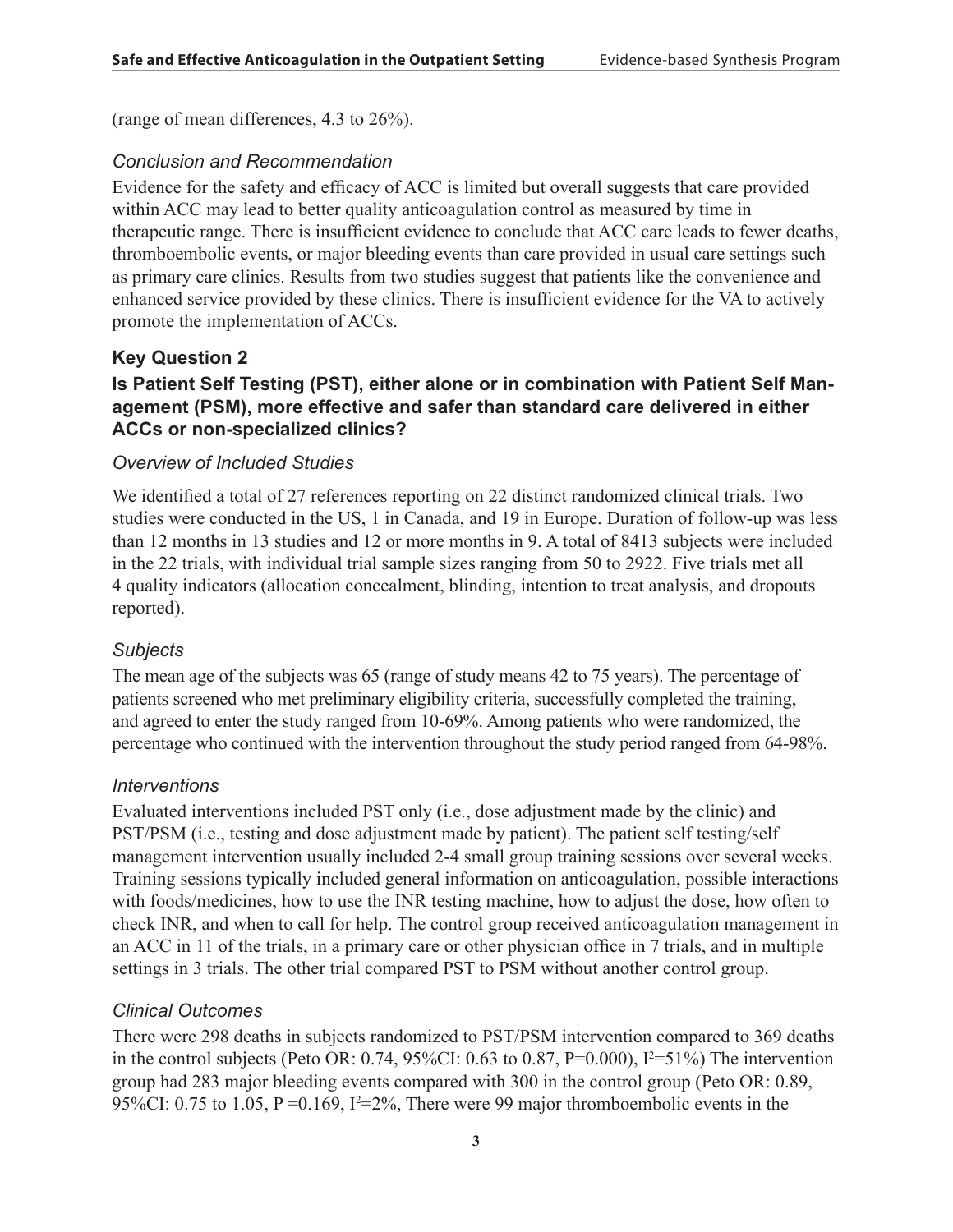(range of mean differences, 4.3 to 26%).

### *Conclusion and Recommendation*

Evidence for the safety and efficacy of ACC is limited but overall suggests that care provided within ACC may lead to better quality anticoagulation control as measured by time in therapeutic range. There is insufficient evidence to conclude that ACC care leads to fewer deaths, thromboembolic events, or major bleeding events than care provided in usual care settings such as primary care clinics. Results from two studies suggest that patients like the convenience and enhanced service provided by these clinics. There is insufficient evidence for the VA to actively promote the implementation of ACCs.

## Key Question 2

### Is Patient Self Testing (PST), either alone or in combination with Patient Self Management (PSM), more effective and safer than standard care delivered in either ACCs or non-specialized clinics?

### *Overview of Included Studies*

We identified a total of 27 references reporting on 22 distinct randomized clinical trials. Two studies were conducted in the US, 1 in Canada, and 19 in Europe. Duration of follow-up was less than 12 months in 13 studies and 12 or more months in 9. A total of 8413 subjects were included in the 22 trials, with individual trial sample sizes ranging from 50 to 2922. Five trials met all 4 quality indicators (allocation concealment, blinding, intention to treat analysis, and dropouts reported).

### *Subjects*

The mean age of the subjects was 65 (range of study means 42 to 75 years). The percentage of patients screened who met preliminary eligibility criteria, successfully completed the training, and agreed to enter the study ranged from 10-69%. Among patients who were randomized, the percentage who continued with the intervention throughout the study period ranged from 64-98%.

### *Interventions*

Evaluated interventions included PST only (i.e., dose adjustment made by the clinic) and PST/PSM (i.e., testing and dose adjustment made by patient). The patient self testing/self management intervention usually included 2-4 small group training sessions over several weeks. Training sessions typically included general information on anticoagulation, possible interactions with foods/medicines, how to use the INR testing machine, how to adjust the dose, how often to check INR, and when to call for help. The control group received anticoagulation management in an ACC in 11 of the trials, in a primary care or other physician office in 7 trials, and in multiple settings in 3 trials. The other trial compared PST to PSM without another control group.

### *Clinical Outcomes*

There were 298 deaths in subjects randomized to PST/PSM intervention compared to 369 deaths in the control subjects (Peto OR: 0.74, 95%CI: 0.63 to 0.87, P=0.000), $I^2$=51%) The intervention group had 283 major bleeding events compared with 300 in the control group (Peto OR: 0.89, 95%CI: 0.75 to 1.05, P =0.169, $I^2$=2%, There were 99 major thromboembolic events in the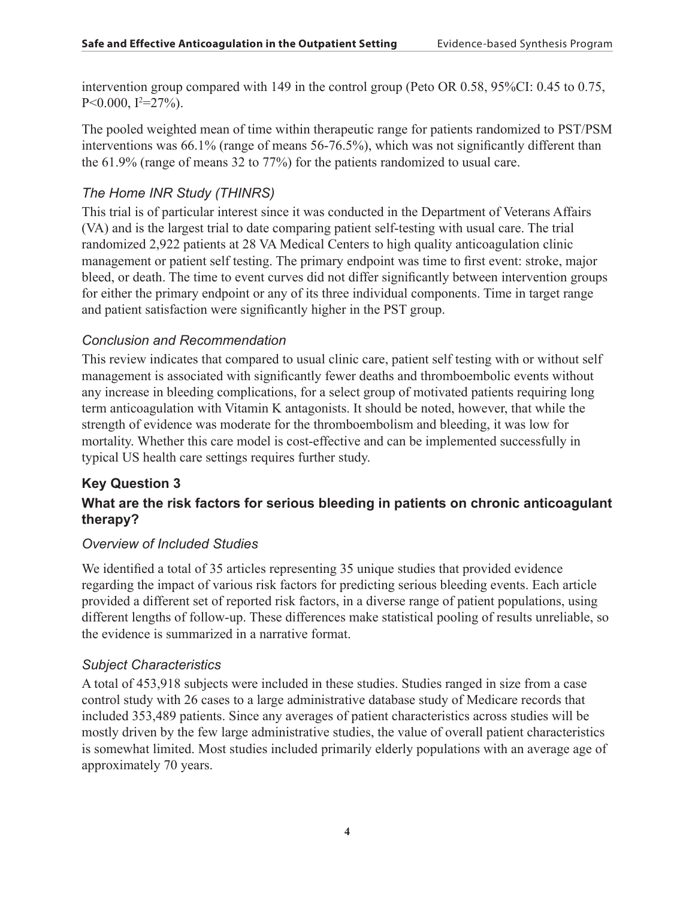intervention group compared with 149 in the control group (Peto OR 0.58, 95%CI: 0.45 to 0.75, $P<0.000$, $I^2=27\%$).

The pooled weighted mean of time within therapeutic range for patients randomized to PST/PSM interventions was 66.1% (range of means 56-76.5%), which was not significantly different than the 61.9% (range of means 32 to 77%) for the patients randomized to usual care.

### *The Home INR Study (THINRS)*

This trial is of particular interest since it was conducted in the Department of Veterans Affairs (VA) and is the largest trial to date comparing patient self-testing with usual care. The trial randomized 2,922 patients at 28 VA Medical Centers to high quality anticoagulation clinic management or patient self testing. The primary endpoint was time to first event: stroke, major bleed, or death. The time to event curves did not differ significantly between intervention groups for either the primary endpoint or any of its three individual components. Time in target range and patient satisfaction were significantly higher in the PST group.

### *Conclusion and Recommendation*

This review indicates that compared to usual clinic care, patient self testing with or without self management is associated with significantly fewer deaths and thromboembolic events without any increase in bleeding complications, for a select group of motivated patients requiring long term anticoagulation with Vitamin K antagonists. It should be noted, however, that while the strength of evidence was moderate for the thromboembolism and bleeding, it was low for mortality. Whether this care model is cost-effective and can be implemented successfully in typical US health care settings requires further study.

## Key Question 3

## What are the risk factors for serious bleeding in patients on chronic anticoagulant therapy?

### *Overview of Included Studies*

We identified a total of 35 articles representing 35 unique studies that provided evidence regarding the impact of various risk factors for predicting serious bleeding events. Each article provided a different set of reported risk factors, in a diverse range of patient populations, using different lengths of follow-up. These differences make statistical pooling of results unreliable, so the evidence is summarized in a narrative format.

### *Subject Characteristics*

A total of 453,918 subjects were included in these studies. Studies ranged in size from a case control study with 26 cases to a large administrative database study of Medicare records that included 353,489 patients. Since any averages of patient characteristics across studies will be mostly driven by the few large administrative studies, the value of overall patient characteristics is somewhat limited. Most studies included primarily elderly populations with an average age of approximately 70 years.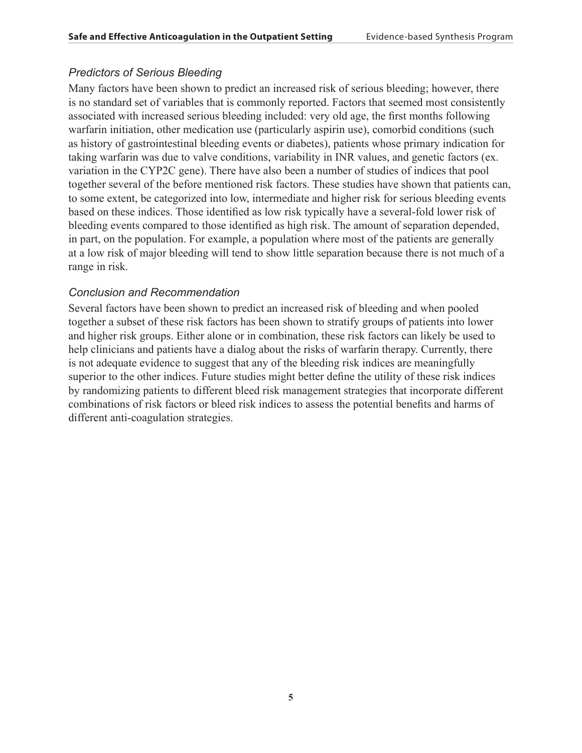### *Predictors of Serious Bleeding*

Many factors have been shown to predict an increased risk of serious bleeding; however, there is no standard set of variables that is commonly reported. Factors that seemed most consistently associated with increased serious bleeding included: very old age, the first months following warfarin initiation, other medication use (particularly aspirin use), comorbid conditions (such as history of gastrointestinal bleeding events or diabetes), patients whose primary indication for taking warfarin was due to valve conditions, variability in INR values, and genetic factors (ex. variation in the CYP2C gene). There have also been a number of studies of indices that pool together several of the before mentioned risk factors. These studies have shown that patients can, to some extent, be categorized into low, intermediate and higher risk for serious bleeding events based on these indices. Those identified as low risk typically have a several-fold lower risk of bleeding events compared to those identified as high risk. The amount of separation depended, in part, on the population. For example, a population where most of the patients are generally at a low risk of major bleeding will tend to show little separation because there is not much of a range in risk.

### *Conclusion and Recommendation*

Several factors have been shown to predict an increased risk of bleeding and when pooled together a subset of these risk factors has been shown to stratify groups of patients into lower and higher risk groups. Either alone or in combination, these risk factors can likely be used to help clinicians and patients have a dialog about the risks of warfarin therapy. Currently, there is not adequate evidence to suggest that any of the bleeding risk indices are meaningfully superior to the other indices. Future studies might better define the utility of these risk indices by randomizing patients to different bleed risk management strategies that incorporate different combinations of risk factors or bleed risk indices to assess the potential benefits and harms of different anti-coagulation strategies.